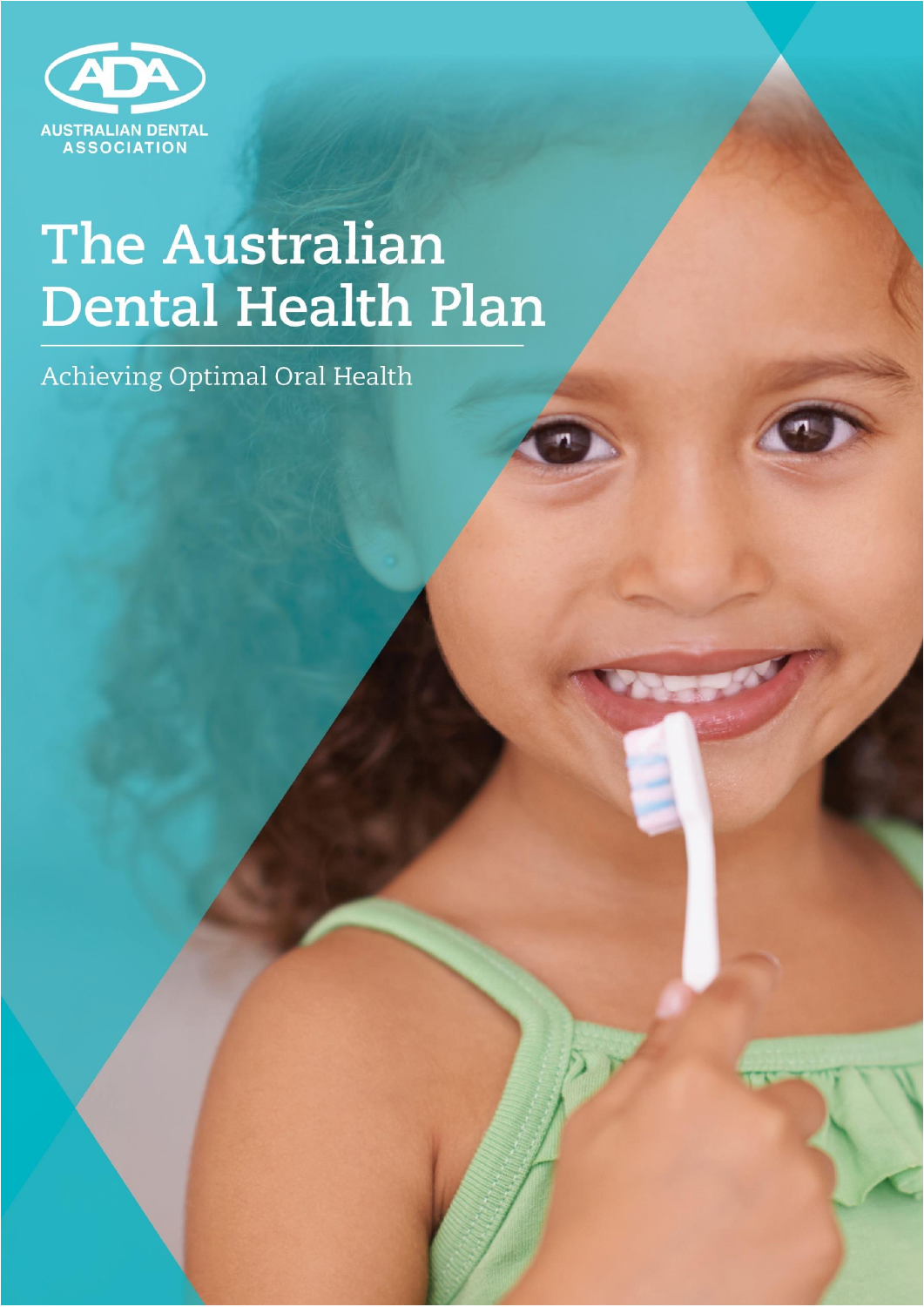AUSTRALIAN DENTAL ASSOCIATION

# The Australian Dental Health Plan

Achieving Optimal Oral Health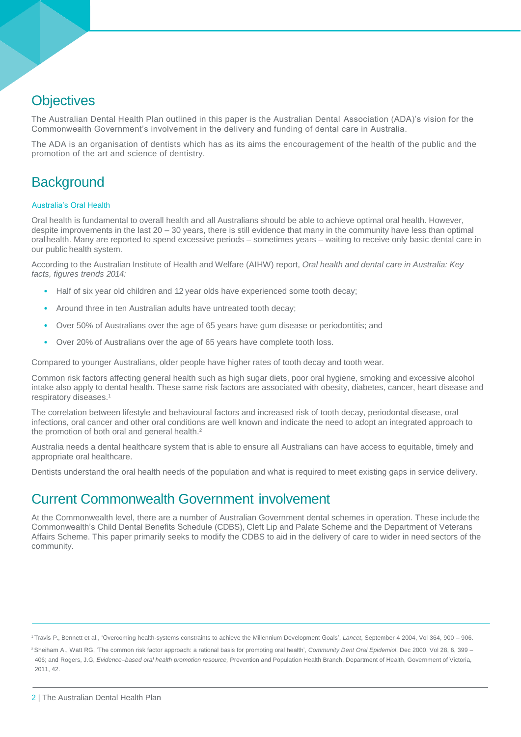## Objectives

The Australian Dental Health Plan outlined in this paper is the Australian Dental Association (ADA)'s vision for the Commonwealth Government's involvement in the delivery and funding of dental care in Australia.

The ADA is an organisation of dentists which has as its aims the encouragement of the health of the public and the promotion of the art and science of dentistry.

## Background

### Australia's Oral Health

Oral health is fundamental to overall health and all Australians should be able to achieve optimal oral health. However, despite improvements in the last 20 – 30 years, there is still evidence that many in the community have less than optimal oral health. Many are reported to spend excessive periods – sometimes years – waiting to receive only basic dental care in our public health system.

According to the Australian Institute of Health and Welfare (AIHW) report, *Oral health and dental care in Australia: Key facts, figures trends 2014:*

- Half of six year old children and 12 year olds have experienced some tooth decay;
- Around three in ten Australian adults have untreated tooth decay;
- Over 50% of Australians over the age of 65 years have gum disease or periodontitis; and
- Over 20% of Australians over the age of 65 years have complete tooth loss.

Compared to younger Australians, older people have higher rates of tooth decay and tooth wear.

Common risk factors affecting general health such as high sugar diets, poor oral hygiene, smoking and excessive alcohol intake also apply to dental health. These same risk factors are associated with obesity, diabetes, cancer, heart disease and respiratory diseases.[1]

The correlation between lifestyle and behavioural factors and increased risk of tooth decay, periodontal disease, oral infections, oral cancer and other oral conditions are well known and indicate the need to adopt an integrated approach to the promotion of both oral and general health.[2]

Australia needs a dental healthcare system that is able to ensure all Australians can have access to equitable, timely and appropriate oral healthcare.

Dentists understand the oral health needs of the population and what is required to meet existing gaps in service delivery.

## Current Commonwealth Government involvement

At the Commonwealth level, there are a number of Australian Government dental schemes in operation. These include the Commonwealth's Child Dental Benefits Schedule (CDBS), Cleft Lip and Palate Scheme and the Department of Veterans Affairs Scheme. This paper primarily seeks to modify the CDBS to aid in the delivery of care to wider in need sectors of the community.

---

[1] Travis P., Bennett et al., 'Overcoming health-systems constraints to achieve the Millennium Development Goals', *Lancet*, September 4 2004, Vol 364, 900 – 906.

[2] Sheiham A., Watt RG, 'The common risk factor approach: a rational basis for promoting oral health', *Community Dent Oral Epidemiol*, Dec 2000, Vol 28, 6, 399 – 406; and Rogers, J.G, *Evidence–based oral health promotion resource*, Prevention and Population Health Branch, Department of Health, Government of Victoria, 2011, 42.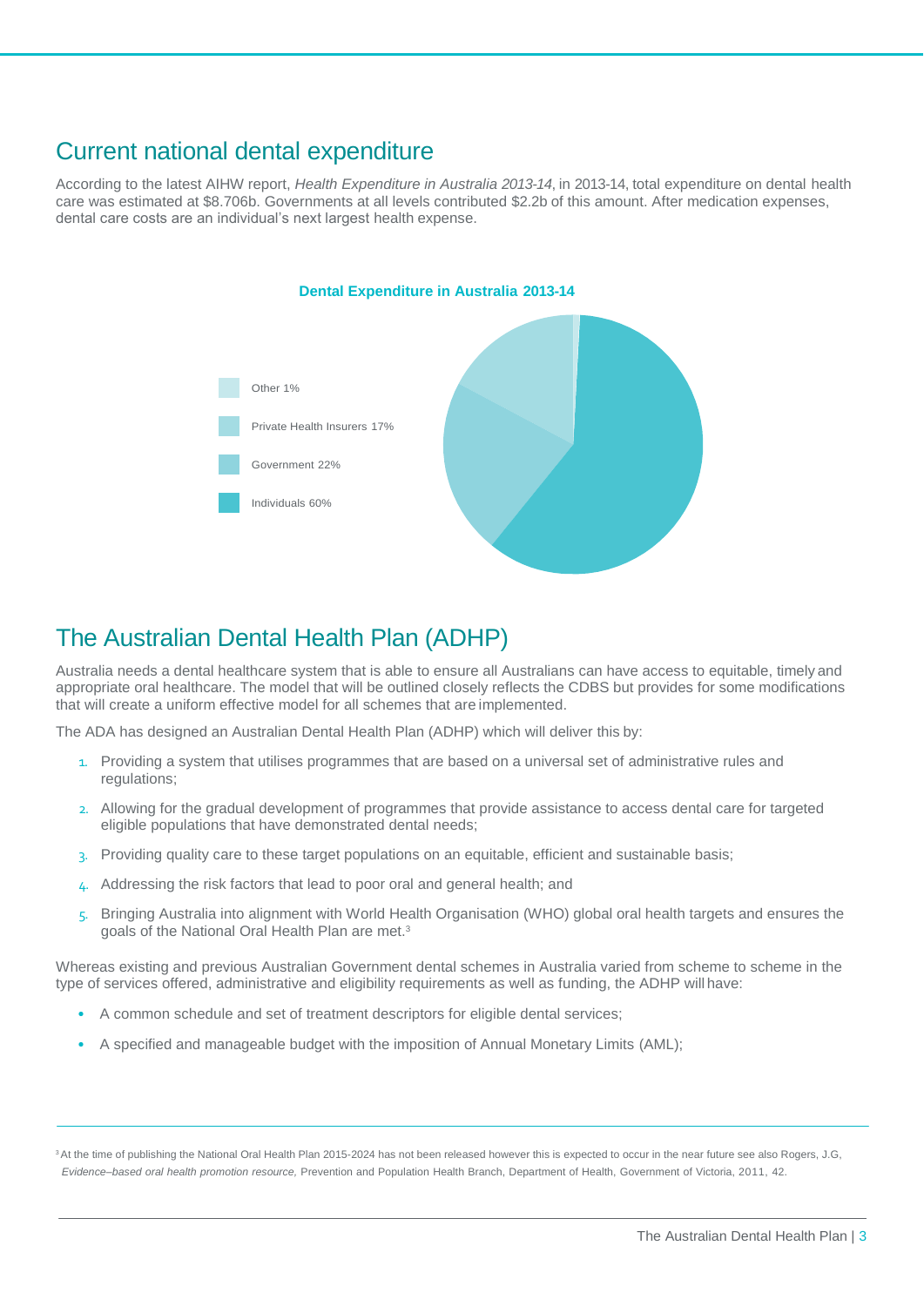## Current national dental expenditure

According to the latest AIHW report, *Health Expenditure in Australia 2013-14*, in 2013-14, total expenditure on dental health care was estimated at $8.706b. Governments at all levels contributed $2.2b of this amount. After medication expenses, dental care costs are an individual's next largest health expense.

**Dental Expenditure in Australia 2013-14**

- Other 1%
- Private Health Insurers 17%
- Government 22%
- Individuals 60%

## The Australian Dental Health Plan (ADHP)

Australia needs a dental healthcare system that is able to ensure all Australians can have access to equitable, timely and appropriate oral healthcare. The model that will be outlined closely reflects the CDBS but provides for some modifications that will create a uniform effective model for all schemes that are implemented.

The ADA has designed an Australian Dental Health Plan (ADHP) which will deliver this by:

1. Providing a system that utilises programmes that are based on a universal set of administrative rules and regulations;
2. Allowing for the gradual development of programmes that provide assistance to access dental care for targeted eligible populations that have demonstrated dental needs;
3. Providing quality care to these target populations on an equitable, efficient and sustainable basis;
4. Addressing the risk factors that lead to poor oral and general health; and
5. Bringing Australia into alignment with World Health Organisation (WHO) global oral health targets and ensures the goals of the National Oral Health Plan are met.[3]

Whereas existing and previous Australian Government dental schemes in Australia varied from scheme to scheme in the type of services offered, administrative and eligibility requirements as well as funding, the ADHP will have:

- A common schedule and set of treatment descriptors for eligible dental services;
- A specified and manageable budget with the imposition of Annual Monetary Limits (AML);

[3] At the time of publishing the National Oral Health Plan 2015-2024 has not been released however this is expected to occur in the near future see also Rogers, J.G, *Evidence–based oral health promotion resource,* Prevention and Population Health Branch, Department of Health, Government of Victoria, 2011, 42.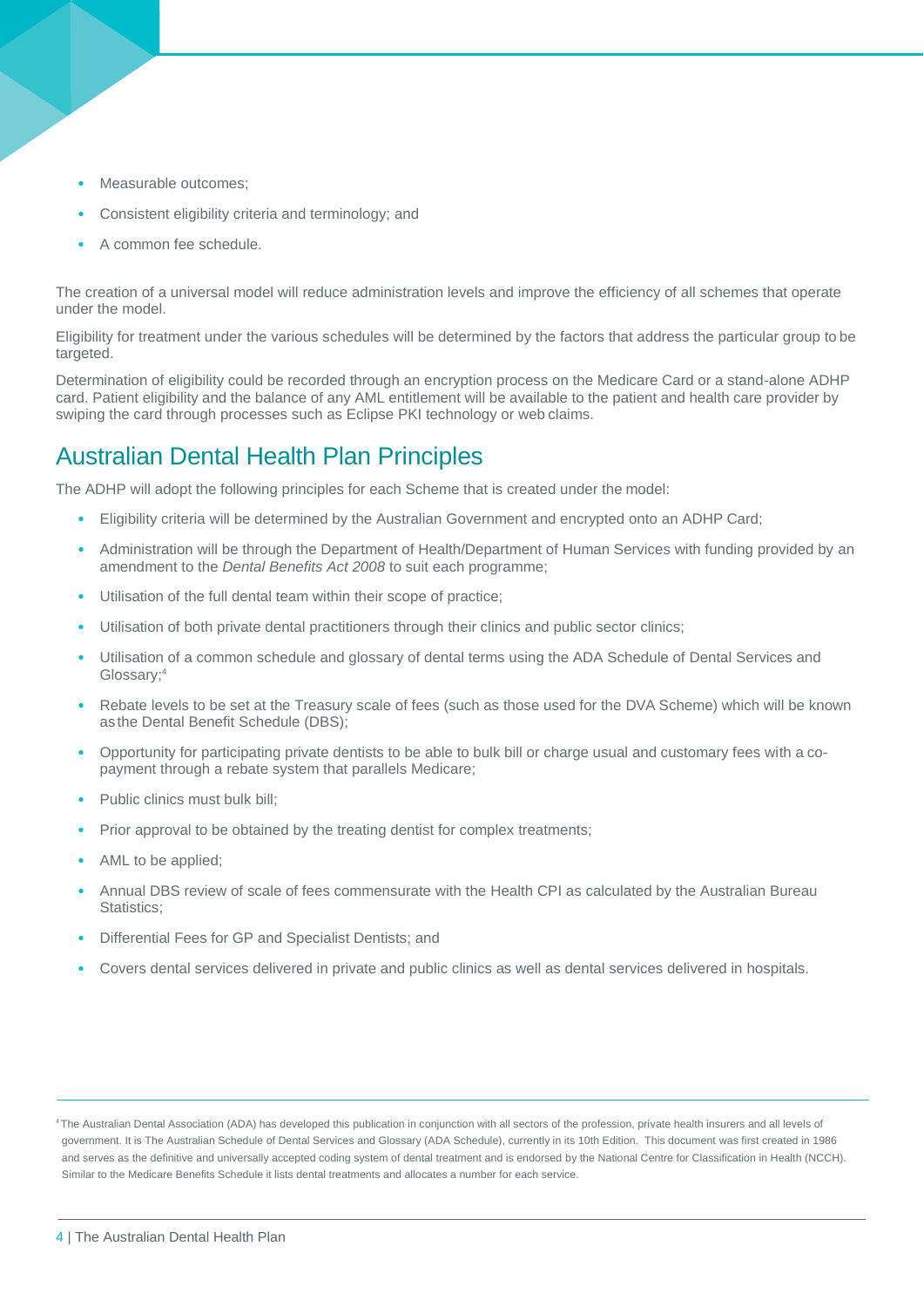- Measurable outcomes;
- Consistent eligibility criteria and terminology; and
- A common fee schedule.

The creation of a universal model will reduce administration levels and improve the efficiency of all schemes that operate under the model.

Eligibility for treatment under the various schedules will be determined by the factors that address the particular group to be targeted.

Determination of eligibility could be recorded through an encryption process on the Medicare Card or a stand-alone ADHP card. Patient eligibility and the balance of any AML entitlement will be available to the patient and health care provider by swiping the card through processes such as Eclipse PKI technology or web claims.

## Australian Dental Health Plan Principles

The ADHP will adopt the following principles for each Scheme that is created under the model:

- Eligibility criteria will be determined by the Australian Government and encrypted onto an ADHP Card;
- Administration will be through the Department of Health/Department of Human Services with funding provided by an amendment to the *Dental Benefits Act 2008* to suit each programme;
- Utilisation of the full dental team within their scope of practice;
- Utilisation of both private dental practitioners through their clinics and public sector clinics;
- Utilisation of a common schedule and glossary of dental terms using the ADA Schedule of Dental Services and Glossary;[4]
- Rebate levels to be set at the Treasury scale of fees (such as those used for the DVA Scheme) which will be known as the Dental Benefit Schedule (DBS);
- Opportunity for participating private dentists to be able to bulk bill or charge usual and customary fees with a co-payment through a rebate system that parallels Medicare;
- Public clinics must bulk bill;
- Prior approval to be obtained by the treating dentist for complex treatments;
- AML to be applied;
- Annual DBS review of scale of fees commensurate with the Health CPI as calculated by the Australian Bureau Statistics;
- Differential Fees for GP and Specialist Dentists; and
- Covers dental services delivered in private and public clinics as well as dental services delivered in hospitals.

---

[4] The Australian Dental Association (ADA) has developed this publication in conjunction with all sectors of the profession, private health insurers and all levels of government. It is The Australian Schedule of Dental Services and Glossary (ADA Schedule), currently in its 10th Edition. This document was first created in 1986 and serves as the definitive and universally accepted coding system of dental treatment and is endorsed by the National Centre for Classification in Health (NCCH). Similar to the Medicare Benefits Schedule it lists dental treatments and allocates a number for each service.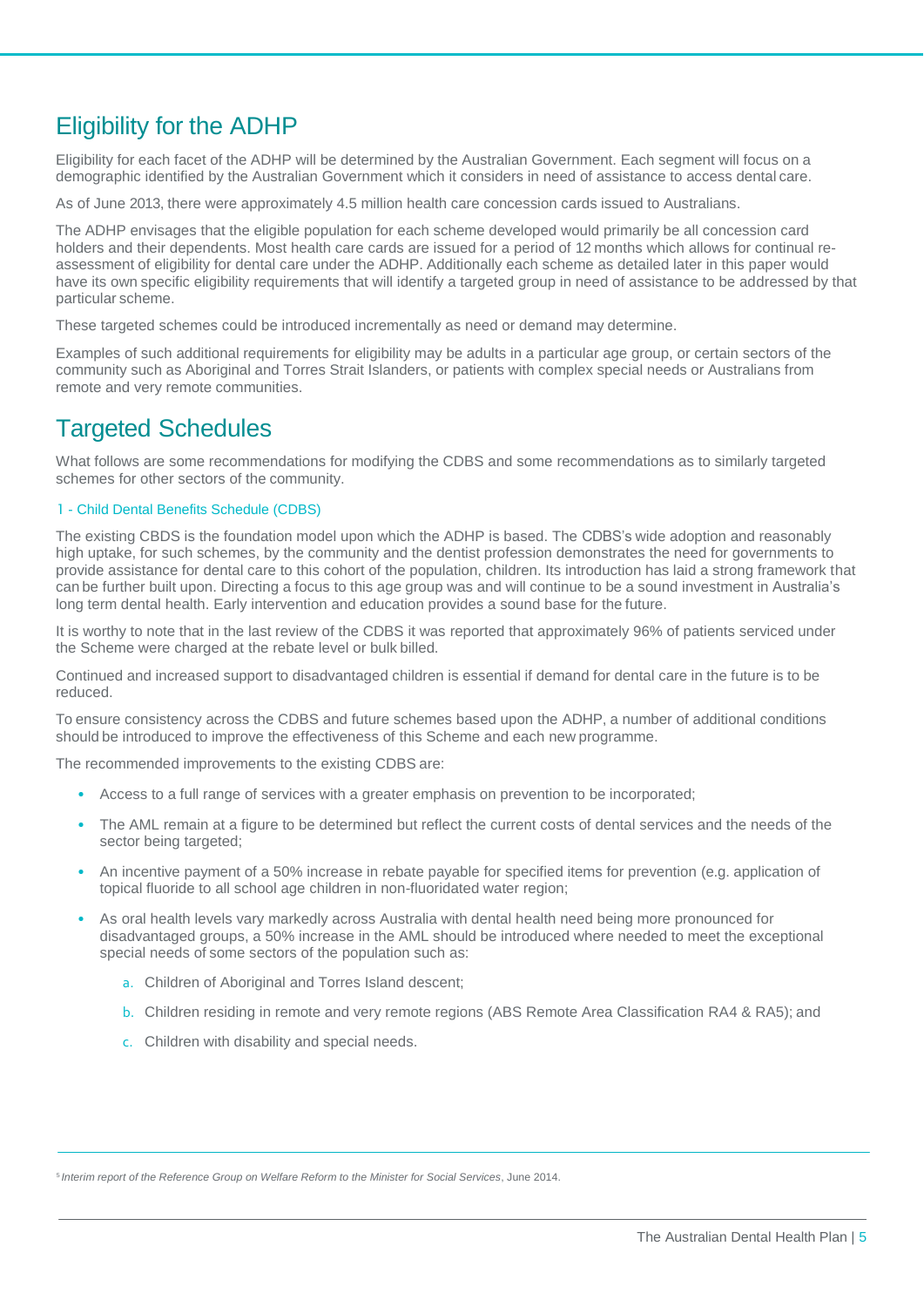## Eligibility for the ADHP

Eligibility for each facet of the ADHP will be determined by the Australian Government. Each segment will focus on a demographic identified by the Australian Government which it considers in need of assistance to access dental care.

As of June 2013, there were approximately 4.5 million health care concession cards issued to Australians.

The ADHP envisages that the eligible population for each scheme developed would primarily be all concession card holders and their dependents. Most health care cards are issued for a period of 12 months which allows for continual re-assessment of eligibility for dental care under the ADHP. Additionally each scheme as detailed later in this paper would have its own specific eligibility requirements that will identify a targeted group in need of assistance to be addressed by that particular scheme.

These targeted schemes could be introduced incrementally as need or demand may determine.

Examples of such additional requirements for eligibility may be adults in a particular age group, or certain sectors of the community such as Aboriginal and Torres Strait Islanders, or patients with complex special needs or Australians from remote and very remote communities.

## Targeted Schedules

What follows are some recommendations for modifying the CDBS and some recommendations as to similarly targeted schemes for other sectors of the community.

### 1 - Child Dental Benefits Schedule (CDBS)

The existing CBDS is the foundation model upon which the ADHP is based. The CDBS's wide adoption and reasonably high uptake, for such schemes, by the community and the dentist profession demonstrates the need for governments to provide assistance for dental care to this cohort of the population, children. Its introduction has laid a strong framework that can be further built upon. Directing a focus to this age group was and will continue to be a sound investment in Australia's long term dental health. Early intervention and education provides a sound base for the future.

It is worthy to note that in the last review of the CDBS it was reported that approximately 96% of patients serviced under the Scheme were charged at the rebate level or bulk billed.

Continued and increased support to disadvantaged children is essential if demand for dental care in the future is to be reduced.

To ensure consistency across the CDBS and future schemes based upon the ADHP, a number of additional conditions should be introduced to improve the effectiveness of this Scheme and each new programme.

The recommended improvements to the existing CDBS are:

- Access to a full range of services with a greater emphasis on prevention to be incorporated;
- The AML remain at a figure to be determined but reflect the current costs of dental services and the needs of the sector being targeted;
- An incentive payment of a 50% increase in rebate payable for specified items for prevention (e.g. application of topical fluoride to all school age children in non-fluoridated water region;
- As oral health levels vary markedly across Australia with dental health need being more pronounced for disadvantaged groups, a 50% increase in the AML should be introduced where needed to meet the exceptional special needs of some sectors of the population such as:
    a. Children of Aboriginal and Torres Island descent;
    b. Children residing in remote and very remote regions (ABS Remote Area Classification RA4 & RA5); and
    c. Children with disability and special needs.

[5] *Interim report of the Reference Group on Welfare Reform to the Minister for Social Services*, June 2014.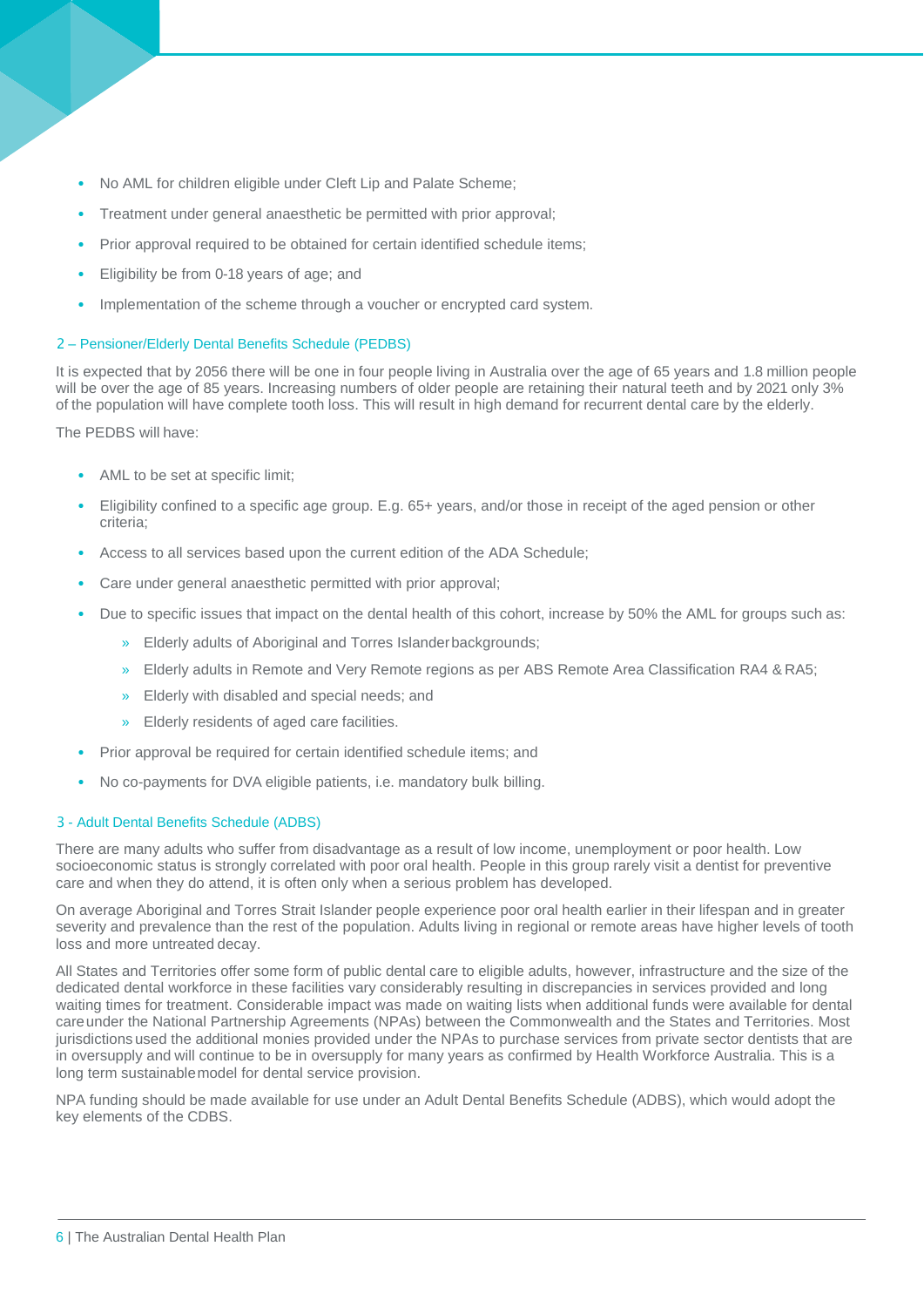- No AML for children eligible under Cleft Lip and Palate Scheme;
- Treatment under general anaesthetic be permitted with prior approval;
- Prior approval required to be obtained for certain identified schedule items;
- Eligibility be from 0-18 years of age; and
- Implementation of the scheme through a voucher or encrypted card system.

### 2 – Pensioner/Elderly Dental Benefits Schedule (PEDBS)

It is expected that by 2056 there will be one in four people living in Australia over the age of 65 years and 1.8 million people will be over the age of 85 years. Increasing numbers of older people are retaining their natural teeth and by 2021 only 3% of the population will have complete tooth loss. This will result in high demand for recurrent dental care by the elderly.

The PEDBS will have:

- AML to be set at specific limit;
- Eligibility confined to a specific age group. E.g. 65+ years, and/or those in receipt of the aged pension or other criteria;
- Access to all services based upon the current edition of the ADA Schedule;
- Care under general anaesthetic permitted with prior approval;
- Due to specific issues that impact on the dental health of this cohort, increase by 50% the AML for groups such as:
  - Elderly adults of Aboriginal and Torres Islander backgrounds;
  - Elderly adults in Remote and Very Remote regions as per ABS Remote Area Classification RA4 & RA5;
  - Elderly with disabled and special needs; and
  - Elderly residents of aged care facilities.
- Prior approval be required for certain identified schedule items; and
- No co-payments for DVA eligible patients, i.e. mandatory bulk billing.

### 3 - Adult Dental Benefits Schedule (ADBS)

There are many adults who suffer from disadvantage as a result of low income, unemployment or poor health. Low socioeconomic status is strongly correlated with poor oral health. People in this group rarely visit a dentist for preventive care and when they do attend, it is often only when a serious problem has developed.

On average Aboriginal and Torres Strait Islander people experience poor oral health earlier in their lifespan and in greater severity and prevalence than the rest of the population. Adults living in regional or remote areas have higher levels of tooth loss and more untreated decay.

All States and Territories offer some form of public dental care to eligible adults, however, infrastructure and the size of the dedicated dental workforce in these facilities vary considerably resulting in discrepancies in services provided and long waiting times for treatment. Considerable impact was made on waiting lists when additional funds were available for dental care under the National Partnership Agreements (NPAs) between the Commonwealth and the States and Territories. Most jurisdictions used the additional monies provided under the NPAs to purchase services from private sector dentists that are in oversupply and will continue to be in oversupply for many years as confirmed by Health Workforce Australia. This is a long term sustainable model for dental service provision.

NPA funding should be made available for use under an Adult Dental Benefits Schedule (ADBS), which would adopt the key elements of the CDBS.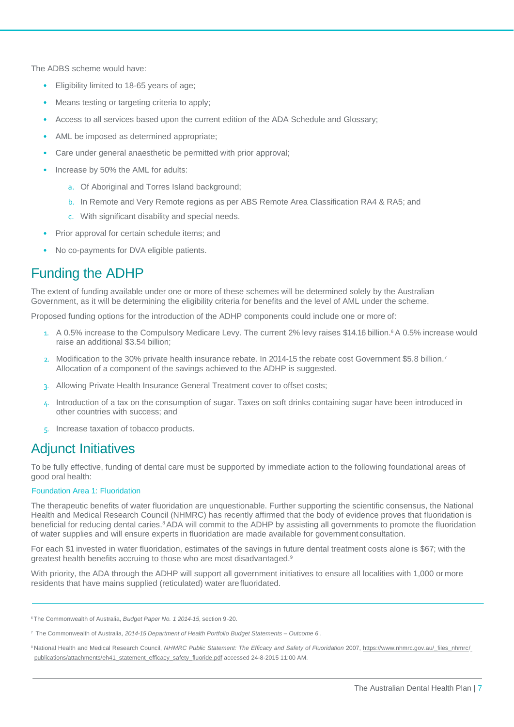The ADBS scheme would have:

- Eligibility limited to 18-65 years of age;
- Means testing or targeting criteria to apply;
- Access to all services based upon the current edition of the ADA Schedule and Glossary;
- AML be imposed as determined appropriate;
- Care under general anaesthetic be permitted with prior approval;
- Increase by 50% the AML for adults:
    a. Of Aboriginal and Torres Island background;
    b. In Remote and Very Remote regions as per ABS Remote Area Classification RA4 & RA5; and
    c. With significant disability and special needs.
- Prior approval for certain schedule items; and
- No co-payments for DVA eligible patients.

## Funding the ADHP

The extent of funding available under one or more of these schemes will be determined solely by the Australian Government, as it will be determining the eligibility criteria for benefits and the level of AML under the scheme.

Proposed funding options for the introduction of the ADHP components could include one or more of:

1. A 0.5% increase to the Compulsory Medicare Levy. The current 2% levy raises $14.16 billion.[6] A 0.5% increase would raise an additional $3.54 billion;
2. Modification to the 30% private health insurance rebate. In 2014-15 the rebate cost Government $5.8 billion.[7] Allocation of a component of the savings achieved to the ADHP is suggested.
3. Allowing Private Health Insurance General Treatment cover to offset costs;
4. Introduction of a tax on the consumption of sugar. Taxes on soft drinks containing sugar have been introduced in other countries with success; and
5. Increase taxation of tobacco products.

## Adjunct Initiatives

To be fully effective, funding of dental care must be supported by immediate action to the following foundational areas of good oral health:

### Foundation Area 1: Fluoridation

The therapeutic benefits of water fluoridation are unquestionable. Further supporting the scientific consensus, the National Health and Medical Research Council (NHMRC) has recently affirmed that the body of evidence proves that fluoridation is beneficial for reducing dental caries.[8] ADA will commit to the ADHP by assisting all governments to promote the fluoridation of water supplies and will ensure experts in fluoridation are made available for government consultation.

For each $1 invested in water fluoridation, estimates of the savings in future dental treatment costs alone is $67; with the greatest health benefits accruing to those who are most disadvantaged.[9]

With priority, the ADA through the ADHP will support all government initiatives to ensure all localities with 1,000 or more residents that have mains supplied (reticulated) water are fluoridated.

---

[6] The Commonwealth of Australia, *Budget Paper No. 1 2014-15*, section 9-20.

[7] The Commonwealth of Australia, *2014-15 Department of Health Portfolio Budget Statements – Outcome 6* .

[8] National Health and Medical Research Council, *NHMRC Public Statement: The Efficacy and Safety of Fluoridation* 2007, https://www.nhmrc.gov.au/_files_nhmrc/publications/attachments/eh41_statement_efficacy_safety_fluoride.pdf accessed 24-8-2015 11:00 AM.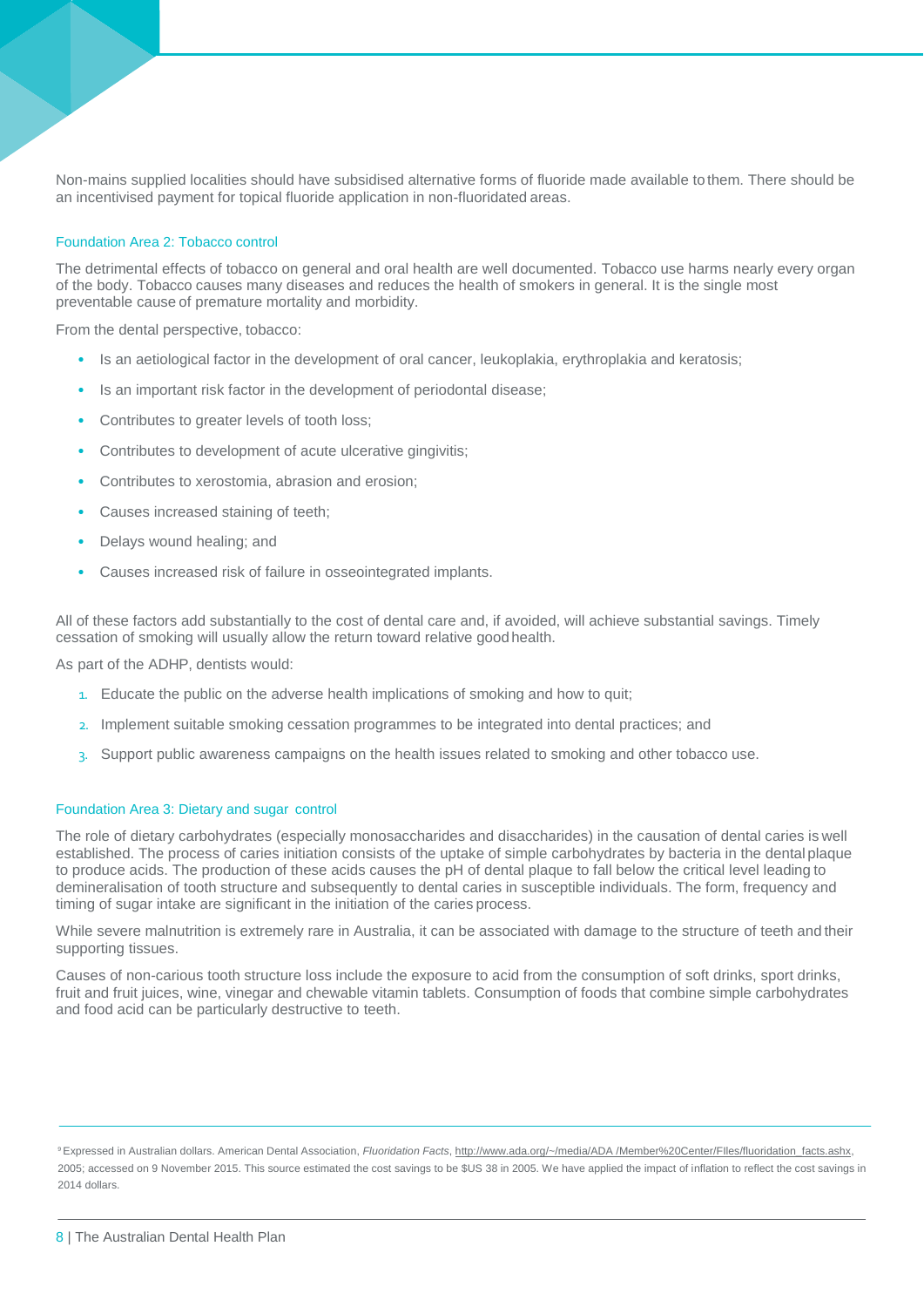Non-mains supplied localities should have subsidised alternative forms of fluoride made available to them. There should be an incentivised payment for topical fluoride application in non-fluoridated areas.

### Foundation Area 2: Tobacco control

The detrimental effects of tobacco on general and oral health are well documented. Tobacco use harms nearly every organ of the body. Tobacco causes many diseases and reduces the health of smokers in general. It is the single most preventable cause of premature mortality and morbidity.

From the dental perspective, tobacco:

- Is an aetiological factor in the development of oral cancer, leukoplakia, erythroplakia and keratosis;
- Is an important risk factor in the development of periodontal disease;
- Contributes to greater levels of tooth loss;
- Contributes to development of acute ulcerative gingivitis;
- Contributes to xerostomia, abrasion and erosion;
- Causes increased staining of teeth;
- Delays wound healing; and
- Causes increased risk of failure in osseointegrated implants.

All of these factors add substantially to the cost of dental care and, if avoided, will achieve substantial savings. Timely cessation of smoking will usually allow the return toward relative good health.

As part of the ADHP, dentists would:

1. Educate the public on the adverse health implications of smoking and how to quit;
2. Implement suitable smoking cessation programmes to be integrated into dental practices; and
3. Support public awareness campaigns on the health issues related to smoking and other tobacco use.

### Foundation Area 3: Dietary and sugar control

The role of dietary carbohydrates (especially monosaccharides and disaccharides) in the causation of dental caries is well established. The process of caries initiation consists of the uptake of simple carbohydrates by bacteria in the dental plaque to produce acids. The production of these acids causes the pH of dental plaque to fall below the critical level leading to demineralisation of tooth structure and subsequently to dental caries in susceptible individuals. The form, frequency and timing of sugar intake are significant in the initiation of the caries process.

While severe malnutrition is extremely rare in Australia, it can be associated with damage to the structure of teeth and their supporting tissues.

Causes of non-carious tooth structure loss include the exposure to acid from the consumption of soft drinks, sport drinks, fruit and fruit juices, wine, vinegar and chewable vitamin tablets. Consumption of foods that combine simple carbohydrates and food acid can be particularly destructive to teeth.

---

[9] Expressed in Australian dollars. American Dental Association, *Fluoridation Facts*, http://www.ada.org/~/media/ADA /Member%20Center/FIles/fluoridation_facts.ashx, 2005; accessed on 9 November 2015. This source estimated the cost savings to be $US 38 in 2005. We have applied the impact of inflation to reflect the cost savings in 2014 dollars.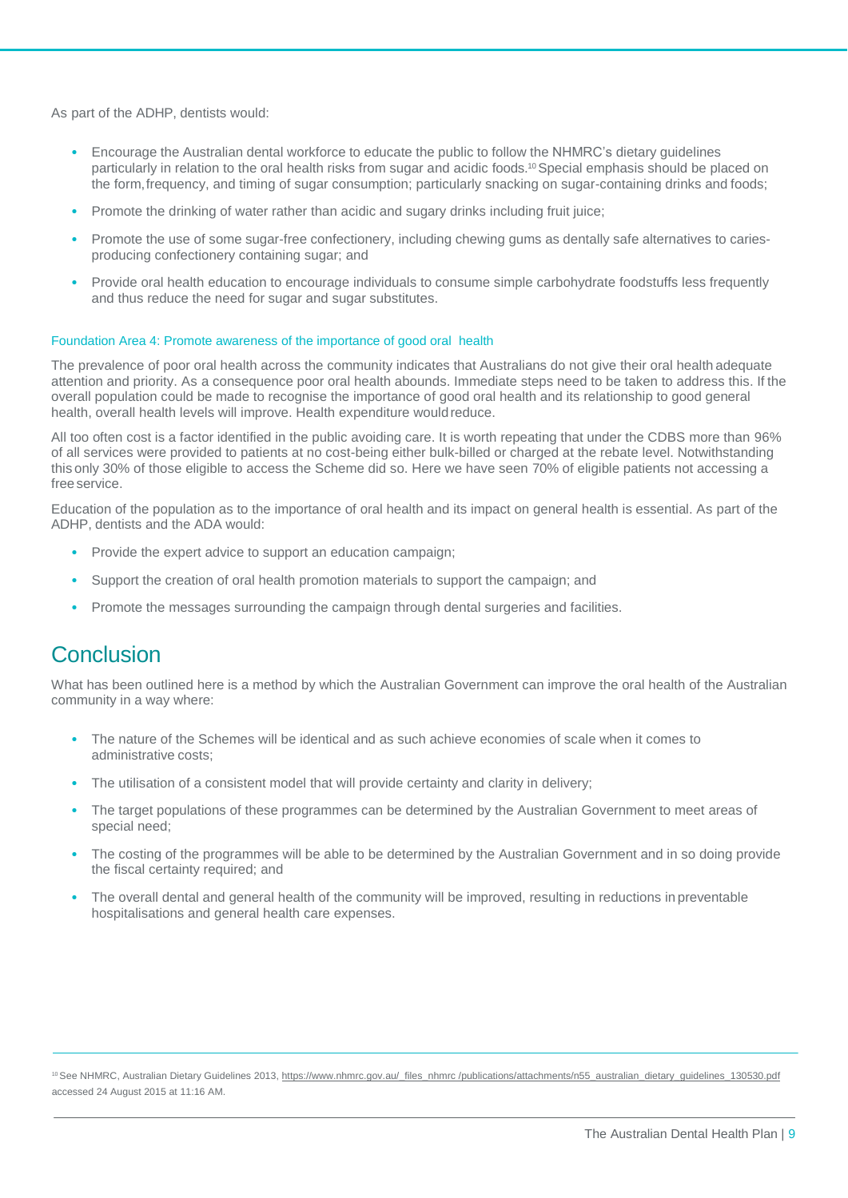As part of the ADHP, dentists would:

- Encourage the Australian dental workforce to educate the public to follow the NHMRC's dietary guidelines particularly in relation to the oral health risks from sugar and acidic foods.[10] Special emphasis should be placed on the form, frequency, and timing of sugar consumption; particularly snacking on sugar-containing drinks and foods;
- Promote the drinking of water rather than acidic and sugary drinks including fruit juice;
- Promote the use of some sugar-free confectionery, including chewing gums as dentally safe alternatives to caries-producing confectionery containing sugar; and
- Provide oral health education to encourage individuals to consume simple carbohydrate foodstuffs less frequently and thus reduce the need for sugar and sugar substitutes.

### Foundation Area 4: Promote awareness of the importance of good oral health

The prevalence of poor oral health across the community indicates that Australians do not give their oral health adequate attention and priority. As a consequence poor oral health abounds. Immediate steps need to be taken to address this. If the overall population could be made to recognise the importance of good oral health and its relationship to good general health, overall health levels will improve. Health expenditure would reduce.

All too often cost is a factor identified in the public avoiding care. It is worth repeating that under the CDBS more than 96% of all services were provided to patients at no cost-being either bulk-billed or charged at the rebate level. Notwithstanding this only 30% of those eligible to access the Scheme did so. Here we have seen 70% of eligible patients not accessing a free service.

Education of the population as to the importance of oral health and its impact on general health is essential. As part of the ADHP, dentists and the ADA would:

- Provide the expert advice to support an education campaign;
- Support the creation of oral health promotion materials to support the campaign; and
- Promote the messages surrounding the campaign through dental surgeries and facilities.

## Conclusion

What has been outlined here is a method by which the Australian Government can improve the oral health of the Australian community in a way where:

- The nature of the Schemes will be identical and as such achieve economies of scale when it comes to administrative costs;
- The utilisation of a consistent model that will provide certainty and clarity in delivery;
- The target populations of these programmes can be determined by the Australian Government to meet areas of special need;
- The costing of the programmes will be able to be determined by the Australian Government and in so doing provide the fiscal certainty required; and
- The overall dental and general health of the community will be improved, resulting in reductions in preventable hospitalisations and general health care expenses.

[10] See NHMRC, Australian Dietary Guidelines 2013, https://www.nhmrc.gov.au/_files_nhmrc /publications/attachments/n55_australian_dietary_guidelines_130530.pdf accessed 24 August 2015 at 11:16 AM.